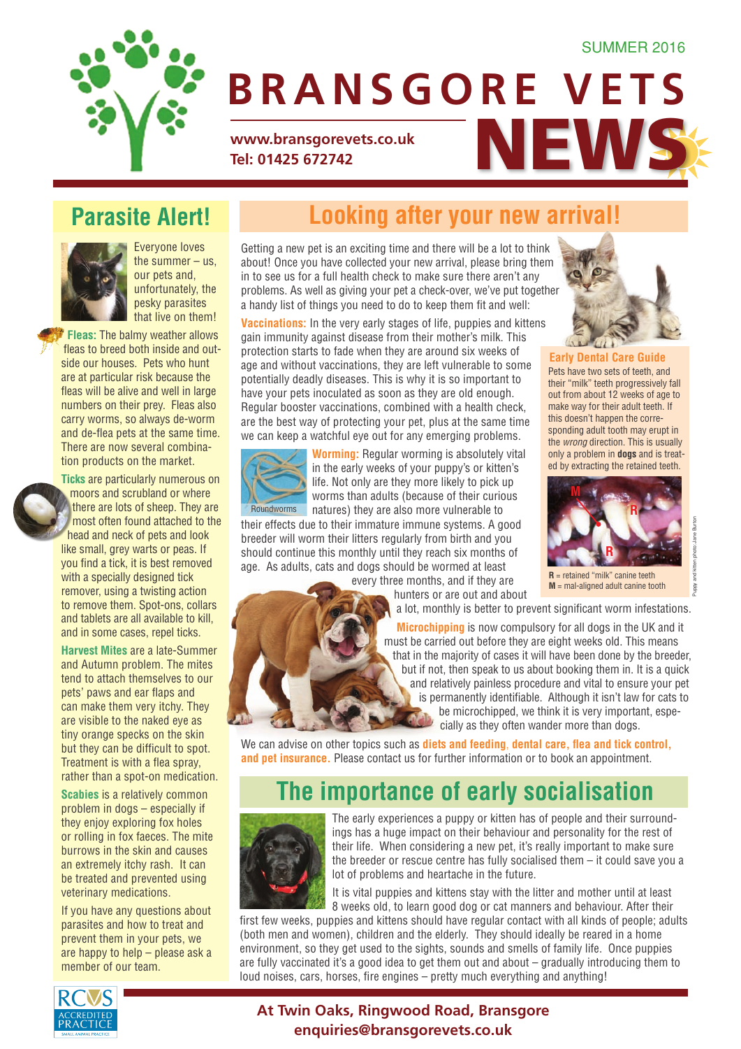SUMMER 2016

# BRANSGORE VETS NEWS

www.bransgorevets.co.uk
Tel: 01425 672742

## Parasite Alert!

Everyone loves the summer – us, our pets and, unfortunately, the pesky parasites that live on them!

**Fleas:** The balmy weather allows fleas to breed both inside and outside our houses. Pets who hunt are at particular risk because the fleas will be alive and well in large numbers on their prey. Fleas also carry worms, so always de-worm and de-flea pets at the same time. There are now several combination products on the market.

**Ticks** are particularly numerous on moors and scrubland or where there are lots of sheep. They are most often found attached to the head and neck of pets and look like small, grey warts or peas. If you find a tick, it is best removed with a specially designed tick remover, using a twisting action to remove them. Spot-ons, collars and tablets are all available to kill, and in some cases, repel ticks.

**Harvest Mites** are a late-Summer and Autumn problem. The mites tend to attach themselves to our pets' paws and ear flaps and can make them very itchy. They are visible to the naked eye as tiny orange specks on the skin but they can be difficult to spot. Treatment is with a flea spray, rather than a spot-on medication.

**Scabies** is a relatively common problem in dogs – especially if they enjoy exploring fox holes or rolling in fox faeces. The mite burrows in the skin and causes an extremely itchy rash. It can be treated and prevented using veterinary medications.

If you have any questions about parasites and how to treat and prevent them in your pets, we are happy to help – please ask a member of our team.

## Looking after your new arrival!

Getting a new pet is an exciting time and there will be a lot to think about! Once you have collected your new arrival, please bring them in to see us for a full health check to make sure there aren't any problems. As well as giving your pet a check-over, we've put together a handy list of things you need to do to keep them fit and well:

**Vaccinations:** In the very early stages of life, puppies and kittens gain immunity against disease from their mother's milk. This protection starts to fade when they are around six weeks of age and without vaccinations, they are left vulnerable to some potentially deadly diseases. This is why it is so important to have your pets inoculated as soon as they are old enough. Regular booster vaccinations, combined with a health check, are the best way of protecting your pet, plus at the same time we can keep a watchful eye out for any emerging problems.

**Worming:** Regular worming is absolutely vital in the early weeks of your puppy's or kitten's life. Not only are they more likely to pick up worms than adults (because of their curious natures) they are also more vulnerable to their effects due to their immature immune systems. A good breeder will worm their litters regularly from birth and you should continue this monthly until they reach six months of age. As adults, cats and dogs should be wormed at least every three months, and if they are hunters or are out and about a lot, monthly is better to prevent significant worm infestations.

Roundworms

**Microchipping** is now compulsory for all dogs in the UK and it must be carried out before they are eight weeks old. This means that in the majority of cases it will have been done by the breeder, but if not, then speak to us about booking them in. It is a quick and relatively painless procedure and vital to ensure your pet is permanently identifiable. Although it isn't law for cats to be microchipped, we think it is very important, especially as they often wander more than dogs.

We can advise on other topics such as **diets and feeding**, **dental care**, **flea and tick control**, **and pet insurance**. Please contact us for further information or to book an appointment.

### Early Dental Care Guide

Pets have two sets of teeth, and their "milk" teeth progressively fall out from about 12 weeks of age to make way for their adult teeth. If this doesn't happen the corresponding adult tooth may erupt in the *wrong* direction. This is usually only a problem in **dogs** and is treated by extracting the retained teeth.

**R** = retained "milk" canine teeth
**M** = mal-aligned adult canine tooth

Puppy and kitten photo: Jane Burton

## The importance of early socialisation

The early experiences a puppy or kitten has of people and their surroundings has a huge impact on their behaviour and personality for the rest of their life. When considering a new pet, it's really important to make sure the breeder or rescue centre has fully socialised them – it could save you a lot of problems and heartache in the future.

It is vital puppies and kittens stay with the litter and mother until at least 8 weeks old, to learn good dog or cat manners and behaviour. After their first few weeks, puppies and kittens should have regular contact with all kinds of people; adults (both men and women), children and the elderly. They should ideally be reared in a home environment, so they get used to the sights, sounds and smells of family life. Once puppies are fully vaccinated it's a good idea to get them out and about – gradually introducing them to loud noises, cars, horses, fire engines – pretty much everything and anything!

RCVS ACCREDITED PRACTICE SMALL ANIMAL PRACTICE

At Twin Oaks, Ringwood Road, Bransgore
enquiries@bransgorevets.co.uk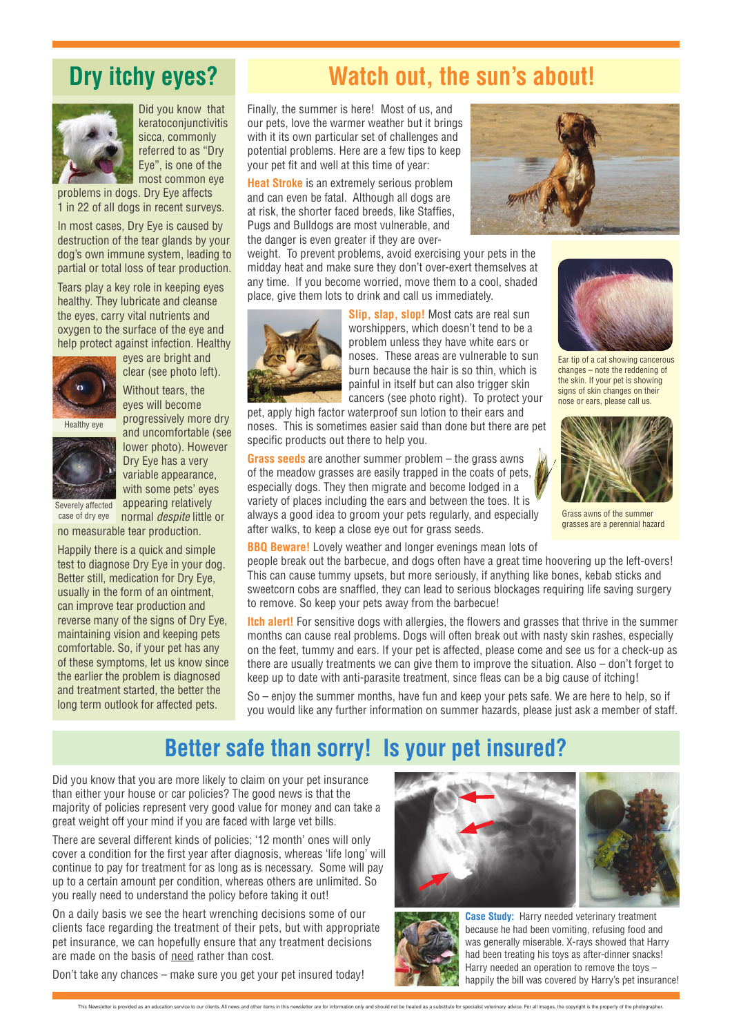## Dry itchy eyes?

Did you know that keratoconjunctivitis sicca, commonly referred to as "Dry Eye", is one of the most common eye problems in dogs. Dry Eye affects 1 in 22 of all dogs in recent surveys.

In most cases, Dry Eye is caused by destruction of the tear glands by your dog's own immune system, leading to partial or total loss of tear production.

Tears play a key role in keeping eyes healthy. They lubricate and cleanse the eyes, carry vital nutrients and oxygen to the surface of the eye and help protect against infection. Healthy eyes are bright and clear (see photo left).

Healthy eye

Without tears, the eyes will become progressively more dry and uncomfortable (see lower photo). However Dry Eye has a very variable appearance, with some pets' eyes appearing relatively normal *despite* little or no measurable tear production.

Severely affected case of dry eye

Happily there is a quick and simple test to diagnose Dry Eye in your dog. Better still, medication for Dry Eye, usually in the form of an ointment, can improve tear production and reverse many of the signs of Dry Eye, maintaining vision and keeping pets comfortable. So, if your pet has any of these symptoms, let us know since the earlier the problem is diagnosed and treatment started, the better the long term outlook for affected pets.

## Watch out, the sun's about!

Finally, the summer is here! Most of us, and our pets, love the warmer weather but it brings with it its own particular set of challenges and potential problems. Here are a few tips to keep your pet fit and well at this time of year:

**Heat Stroke** is an extremely serious problem and can even be fatal. Although all dogs are at risk, the shorter faced breeds, like Staffies, Pugs and Bulldogs are most vulnerable, and the danger is even greater if they are over-weight. To prevent problems, avoid exercising your pets in the midday heat and make sure they don't over-exert themselves at any time. If you become worried, move them to a cool, shaded place, give them lots to drink and call us immediately.

**Slip, slap, slop!** Most cats are real sun worshippers, which doesn't tend to be a problem unless they have white ears or noses. These areas are vulnerable to sun burn because the hair is so thin, which is painful in itself but can also trigger skin cancers (see photo right). To protect your pet, apply high factor waterproof sun lotion to their ears and noses. This is sometimes easier said than done but there are pet specific products out there to help you.

Ear tip of a cat showing cancerous changes – note the reddening of the skin. If your pet is showing signs of skin changes on their nose or ears, please call us.

**Grass seeds** are another summer problem – the grass awns of the meadow grasses are easily trapped in the coats of pets, especially dogs. They then migrate and become lodged in a variety of places including the ears and between the toes. It is always a good idea to groom your pets regularly, and especially after walks, to keep a close eye out for grass seeds.

Grass awns of the summer grasses are a perennial hazard

**BBQ Beware!** Lovely weather and longer evenings mean lots of people break out the barbecue, and dogs often have a great time hoovering up the left-overs! This can cause tummy upsets, but more seriously, if anything like bones, kebab sticks and sweetcorn cobs are snaffled, they can lead to serious blockages requiring life saving surgery to remove. So keep your pets away from the barbecue!

**Itch alert!** For sensitive dogs with allergies, the flowers and grasses that thrive in the summer months can cause real problems. Dogs will often break out with nasty skin rashes, especially on the feet, tummy and ears. If your pet is affected, please come and see us for a check-up as there are usually treatments we can give them to improve the situation. Also – don't forget to keep up to date with anti-parasite treatment, since fleas can be a big cause of itching!

So – enjoy the summer months, have fun and keep your pets safe. We are here to help, so if you would like any further information on summer hazards, please just ask a member of staff.

## Better safe than sorry! Is your pet insured?

Did you know that you are more likely to claim on your pet insurance than either your house or car policies? The good news is that the majority of policies represent very good value for money and can take a great weight off your mind if you are faced with large vet bills.

There are several different kinds of policies; '12 month' ones will only cover a condition for the first year after diagnosis, whereas 'life long' will continue to pay for treatment for as long as is necessary. Some will pay up to a certain amount per condition, whereas others are unlimited. So you really need to understand the policy before taking it out!

On a daily basis we see the heart wrenching decisions some of our clients face regarding the treatment of their pets, but with appropriate pet insurance, we can hopefully ensure that any treatment decisions are made on the basis of need rather than cost.

Don't take any chances – make sure you get your pet insured today!

**Case Study:** Harry needed veterinary treatment because he had been vomiting, refusing food and was generally miserable. X-rays showed that Harry had been treating his toys as after-dinner snacks! Harry needed an operation to remove the toys – happily the bill was covered by Harry's pet insurance!

This Newsletter is provided as an education service to our clients. All news and other items in this newsletter are for information only and should not be treated as a substitute for specialist veterinary advice. For all images, the copyright is the property of the photographer.